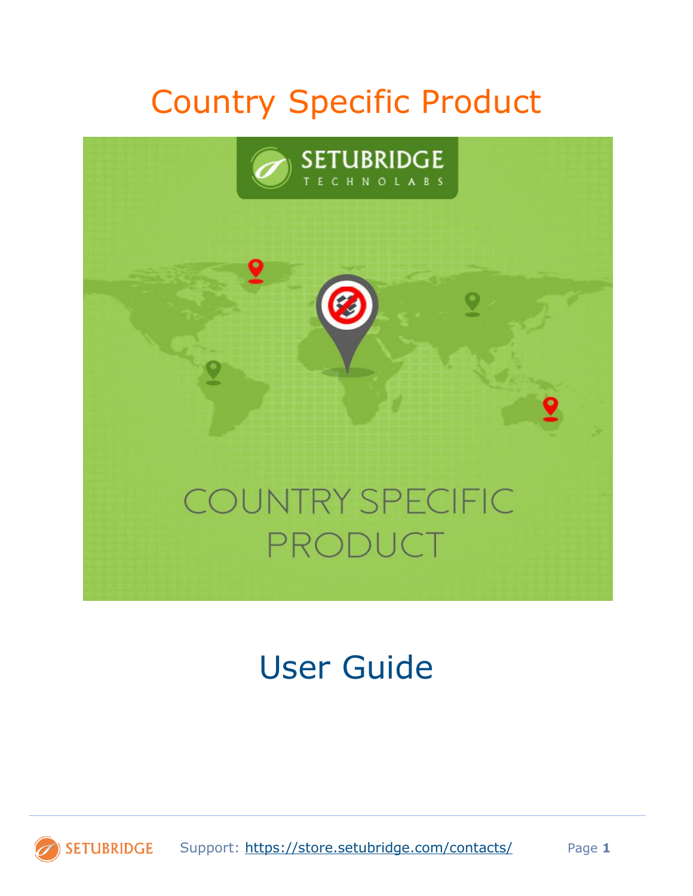# Country Specific Product

## User Guide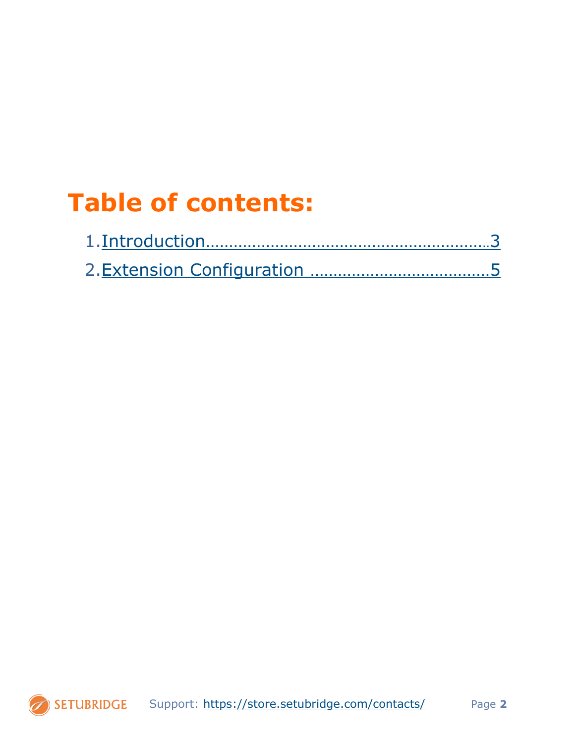# Table of contents:

1. Introduction……………………………………………………3
2. Extension Configuration ………………………………5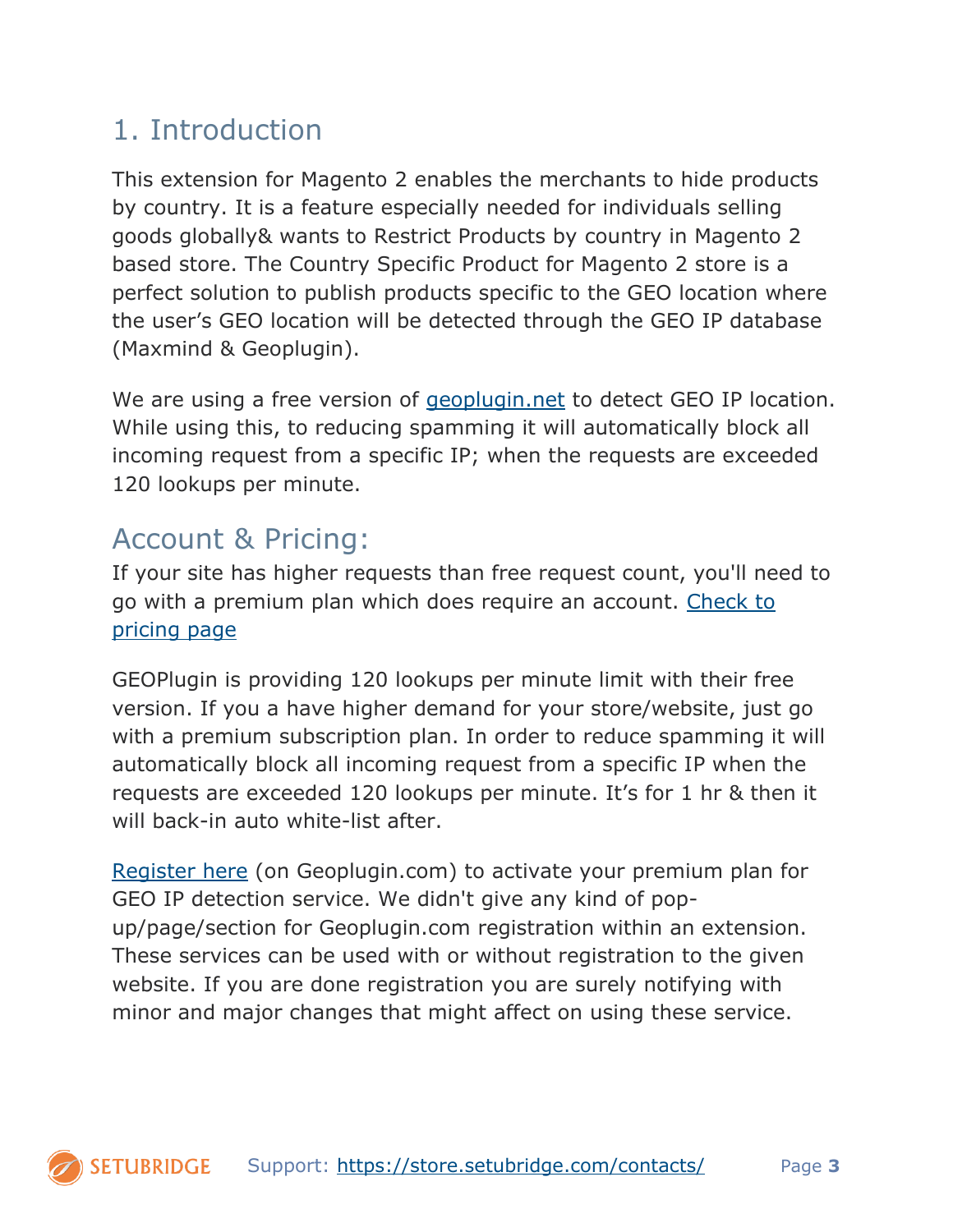# 1. Introduction

This extension for Magento 2 enables the merchants to hide products by country. It is a feature especially needed for individuals selling goods globally& wants to Restrict Products by country in Magento 2 based store. The Country Specific Product for Magento 2 store is a perfect solution to publish products specific to the GEO location where the user's GEO location will be detected through the GEO IP database (Maxmind & Geoplugin).

We are using a free version of [geoplugin.net](geoplugin.net) to detect GEO IP location. While using this, to reducing spamming it will automatically block all incoming request from a specific IP; when the requests are exceeded 120 lookups per minute.

## Account & Pricing:

If your site has higher requests than free request count, you'll need to go with a premium plan which does require an account. Check to pricing page

GEOPlugin is providing 120 lookups per minute limit with their free version. If you a have higher demand for your store/website, just go with a premium subscription plan. In order to reduce spamming it will automatically block all incoming request from a specific IP when the requests are exceeded 120 lookups per minute. It's for 1 hr & then it will back-in auto white-list after.

Register here (on Geoplugin.com) to activate your premium plan for GEO IP detection service. We didn't give any kind of pop-up/page/section for Geoplugin.com registration within an extension. These services can be used with or without registration to the given website. If you are done registration you are surely notifying with minor and major changes that might affect on using these service.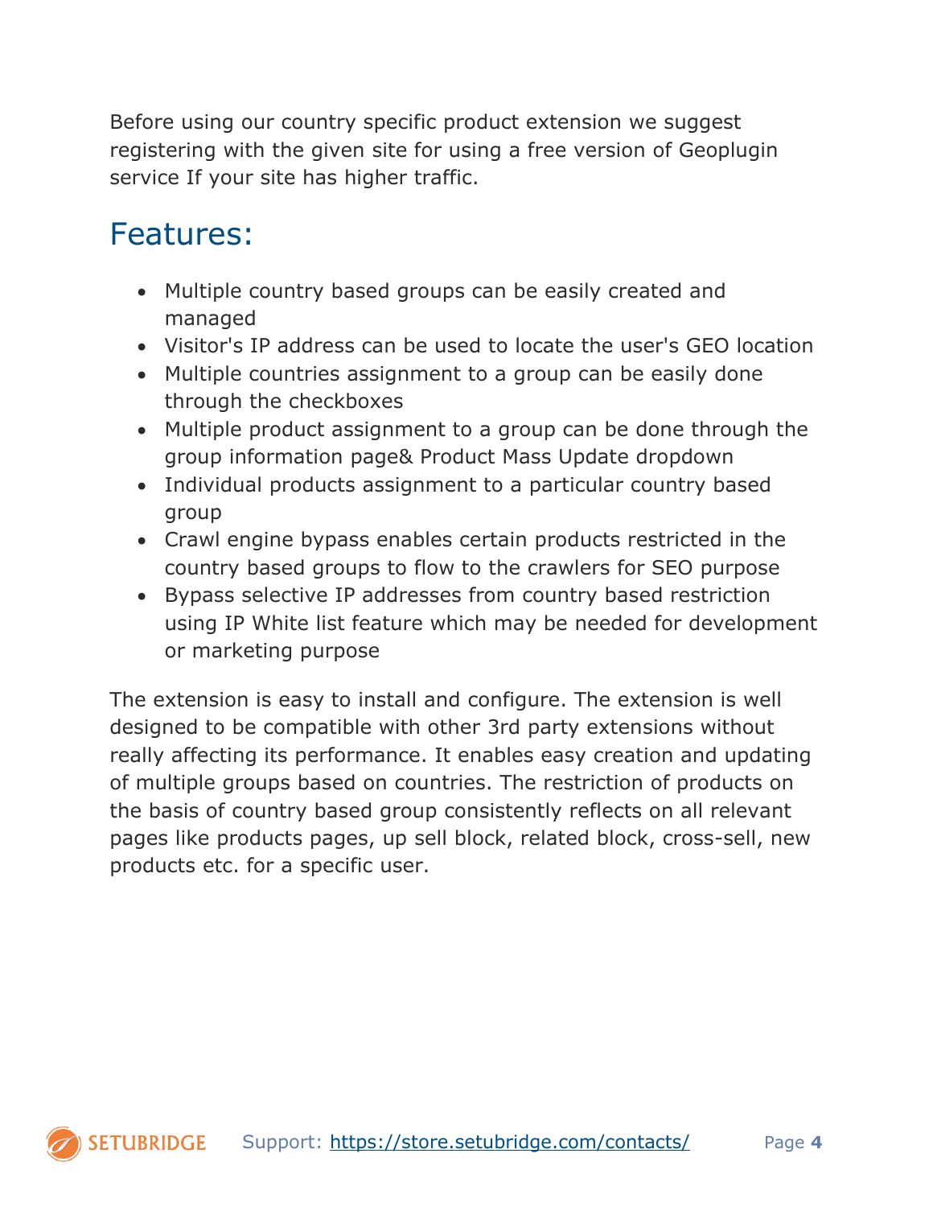Before using our country specific product extension we suggest registering with the given site for using a free version of Geoplugin service If your site has higher traffic.

## Features:

- Multiple country based groups can be easily created and managed
- Visitor's IP address can be used to locate the user's GEO location
- Multiple countries assignment to a group can be easily done through the checkboxes
- Multiple product assignment to a group can be done through the group information page& Product Mass Update dropdown
- Individual products assignment to a particular country based group
- Crawl engine bypass enables certain products restricted in the country based groups to flow to the crawlers for SEO purpose
- Bypass selective IP addresses from country based restriction using IP White list feature which may be needed for development or marketing purpose

The extension is easy to install and configure. The extension is well designed to be compatible with other 3rd party extensions without really affecting its performance. It enables easy creation and updating of multiple groups based on countries. The restriction of products on the basis of country based group consistently reflects on all relevant pages like products pages, up sell block, related block, cross-sell, new products etc. for a specific user.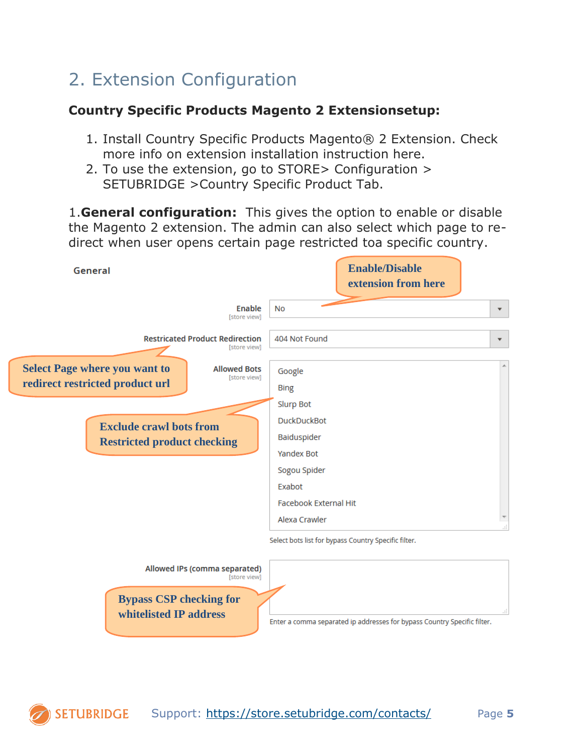## 2. Extension Configuration

**Country Specific Products Magento 2 Extensionsetup:**

1. Install Country Specific Products Magento® 2 Extension. Check more info on extension installation instruction here.
2. To use the extension, go to STORE> Configuration > SETUBRIDGE >Country Specific Product Tab.

1.**General configuration:** This gives the option to enable or disable the Magento 2 extension. The admin can also select which page to re-direct when user opens certain page restricted toa specific country.

General

Enable/Disable extension from here

Enable [store view]: No

Restricated Product Redirection [store view]: 404 Not Found

Select Page where you want to redirect restricted product url

Allowed Bots [store view]:
- Google
- Bing
- Slurp Bot
- DuckDuckBot
- Baiduspider
- Yandex Bot
- Sogou Spider
- Exabot
- Facebook External Hit
- Alexa Crawler

Select bots list for bypass Country Specific filter.

Exclude crawl bots from Restricted product checking

Allowed IPs (comma separated) [store view]

Enter a comma separated ip addresses for bypass Country Specific filter.

Bypass CSP checking for whitelisted IP address

Support: https://store.setubridge.com/contacts/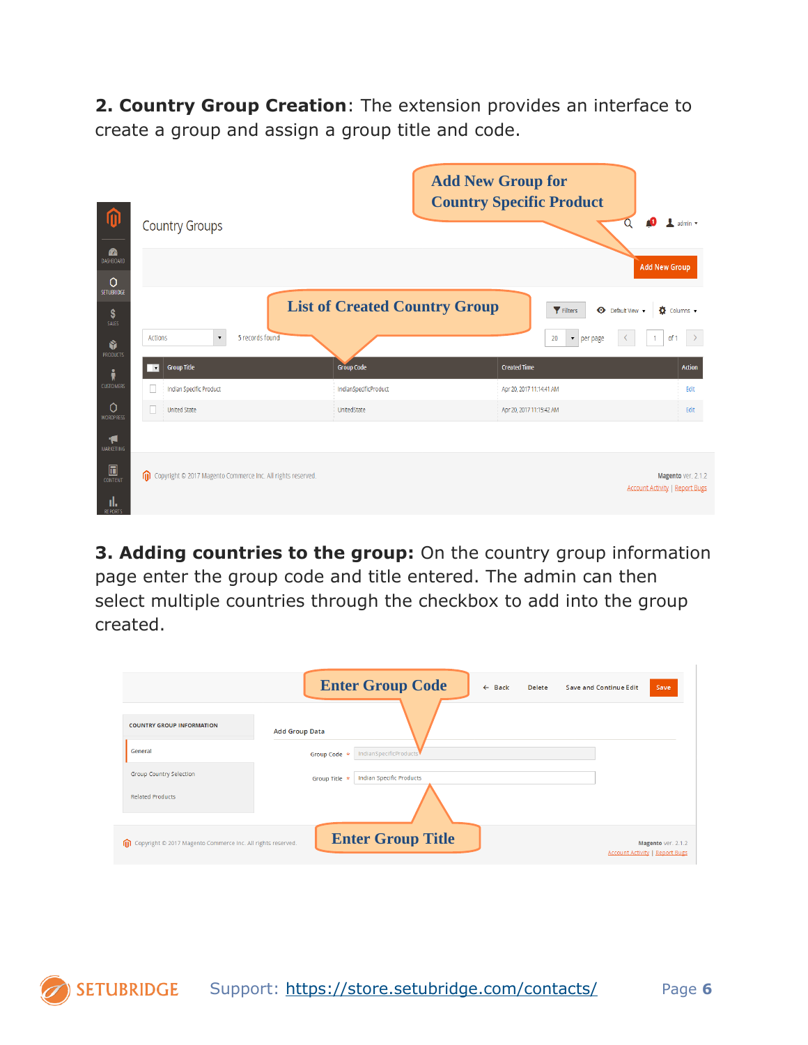**2. Country Group Creation**: The extension provides an interface to create a group and assign a group title and code.

**3. Adding countries to the group:** On the country group information page enter the group code and title entered. The admin can then select multiple countries through the checkbox to add into the group created.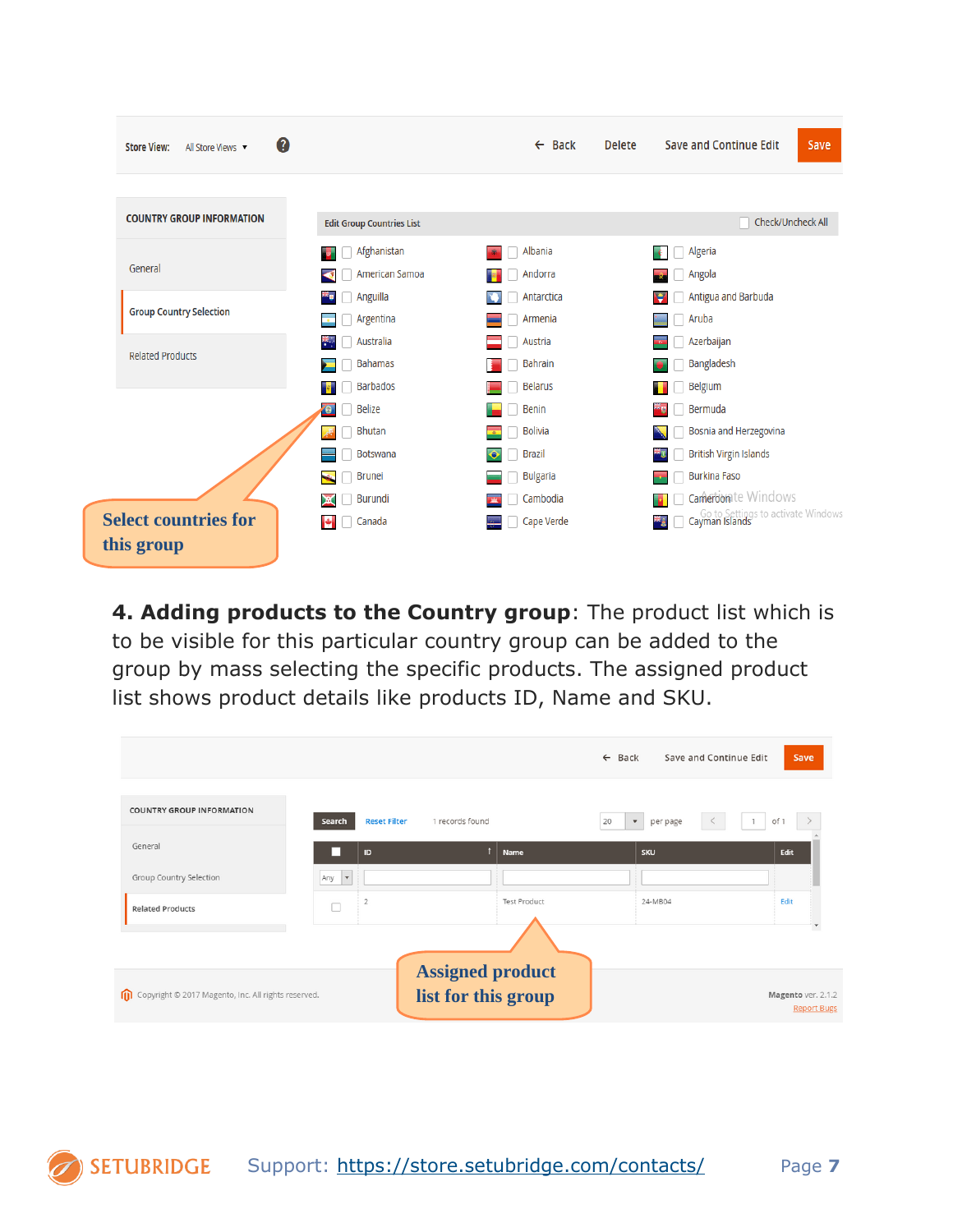**4. Adding products to the Country group**: The product list which is to be visible for this particular country group can be added to the group by mass selecting the specific products. The assigned product list shows product details like products ID, Name and SKU.

Support: https://store.setubridge.com/contacts/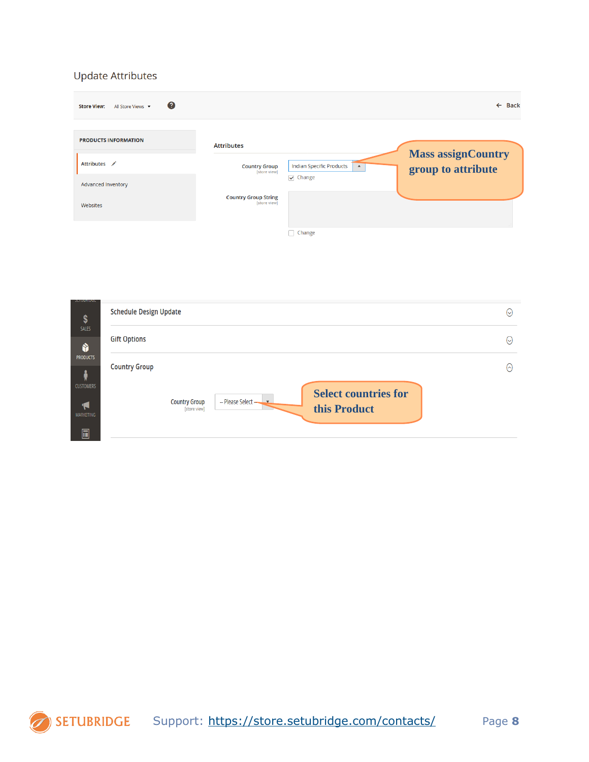Update Attributes

Store View: All Store Views

Back

PRODUCTS INFORMATION

Attributes

Advanced Inventory

Websites

Attributes

Country Group [store view] Indian Specific Products

Change

Country Group String [store view]

Change

Mass assignCountry group to attribute

Schedule Design Update

Gift Options

Country Group

Country Group [store view] -- Please Select --

Select countries for this Product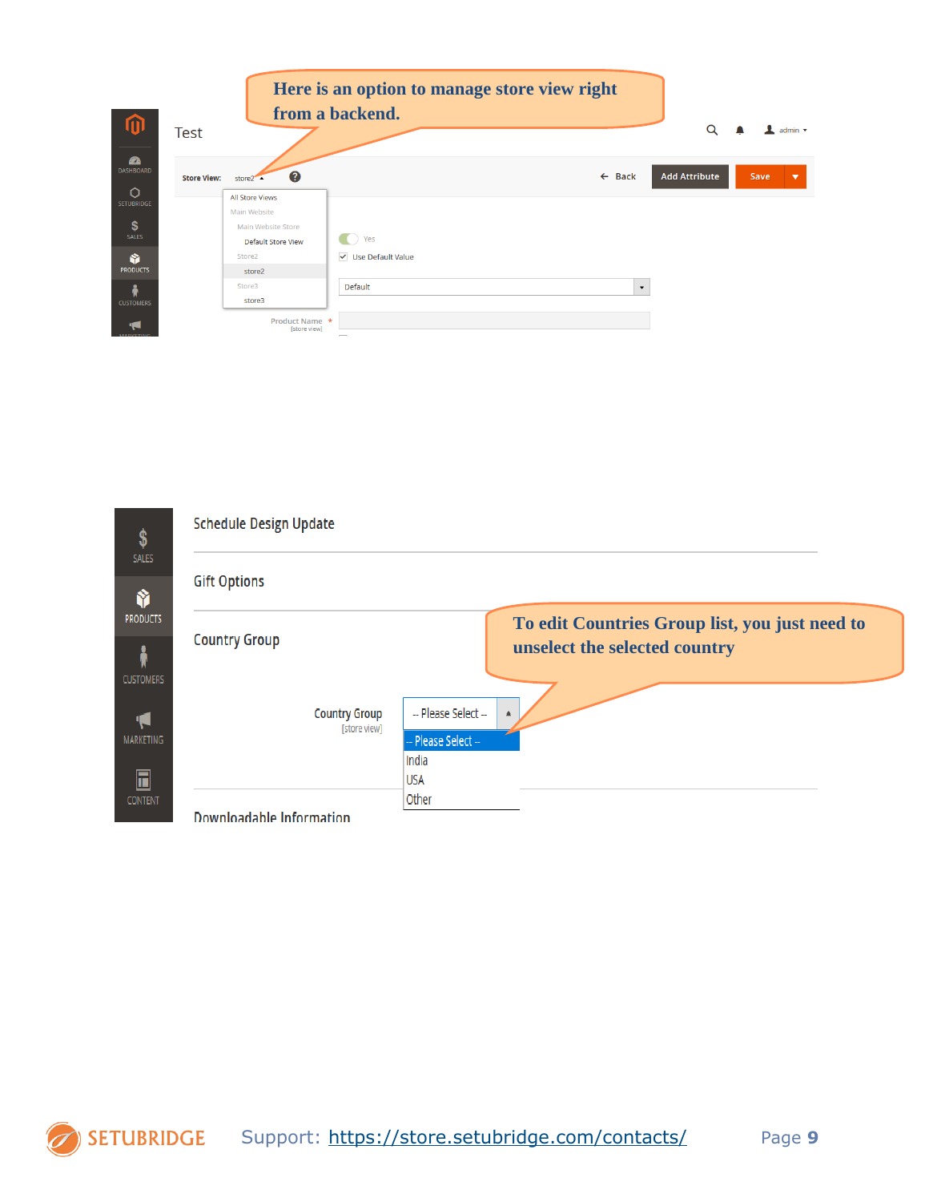Here is an option to manage store view right from a backend.

Test

Store View: store2

All Store Views
Main Website
Main Website Store
Default Store View
Store2
store2
Store3
store3

Back | Add Attribute | Save

Yes

Use Default Value

Default

Product Name * [store view]

Schedule Design Update

Gift Options

Country Group

To edit Countries Group list, you just need to unselect the selected country

Country Group [store view]

-- Please Select --

-- Please Select --
India
USA
Other

Downloadable Information

Support: https://store.setubridge.com/contacts/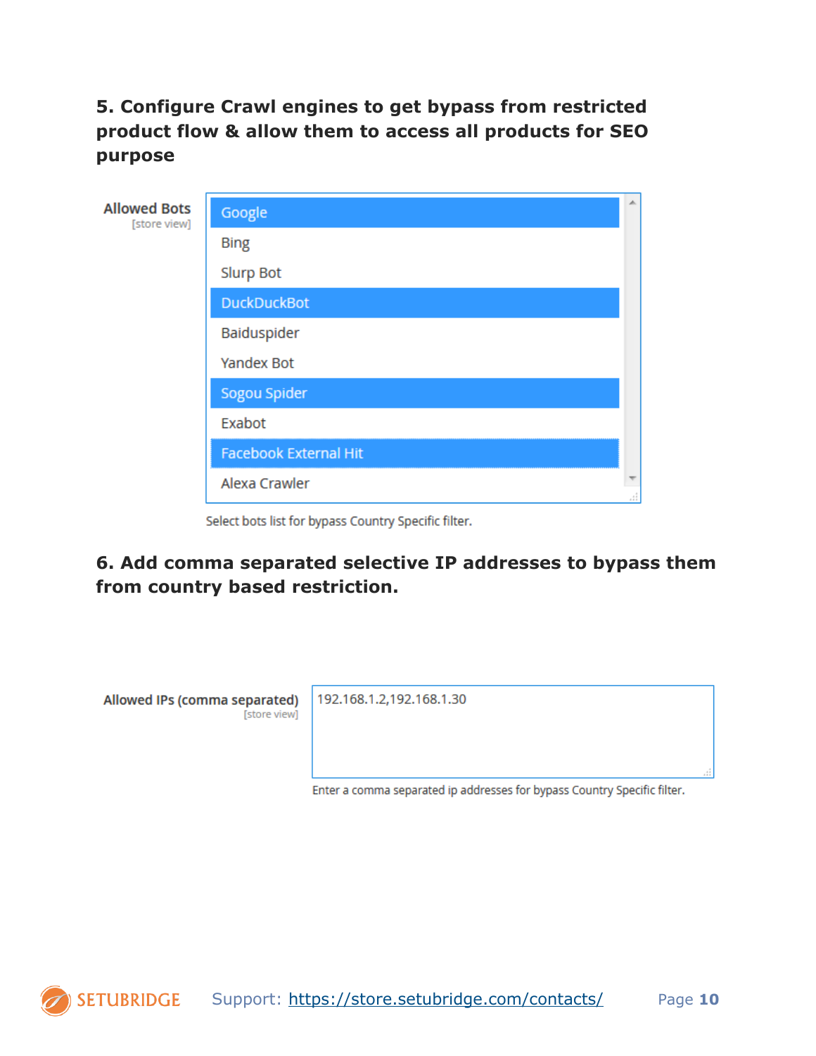**5. Configure Crawl engines to get bypass from restricted product flow & allow them to access all products for SEO purpose**

**Allowed Bots**
[store view]

- Google
- Bing
- Slurp Bot
- DuckDuckBot
- Baiduspider
- Yandex Bot
- Sogou Spider
- Exabot
- Facebook External Hit
- Alexa Crawler

Select bots list for bypass Country Specific filter.

**6. Add comma separated selective IP addresses to bypass them from country based restriction.**

**Allowed IPs (comma separated)**
[store view]

192.168.1.2,192.168.1.30

Enter a comma separated ip addresses for bypass Country Specific filter.

SETUBRIDGE Support: https://store.setubridge.com/contacts/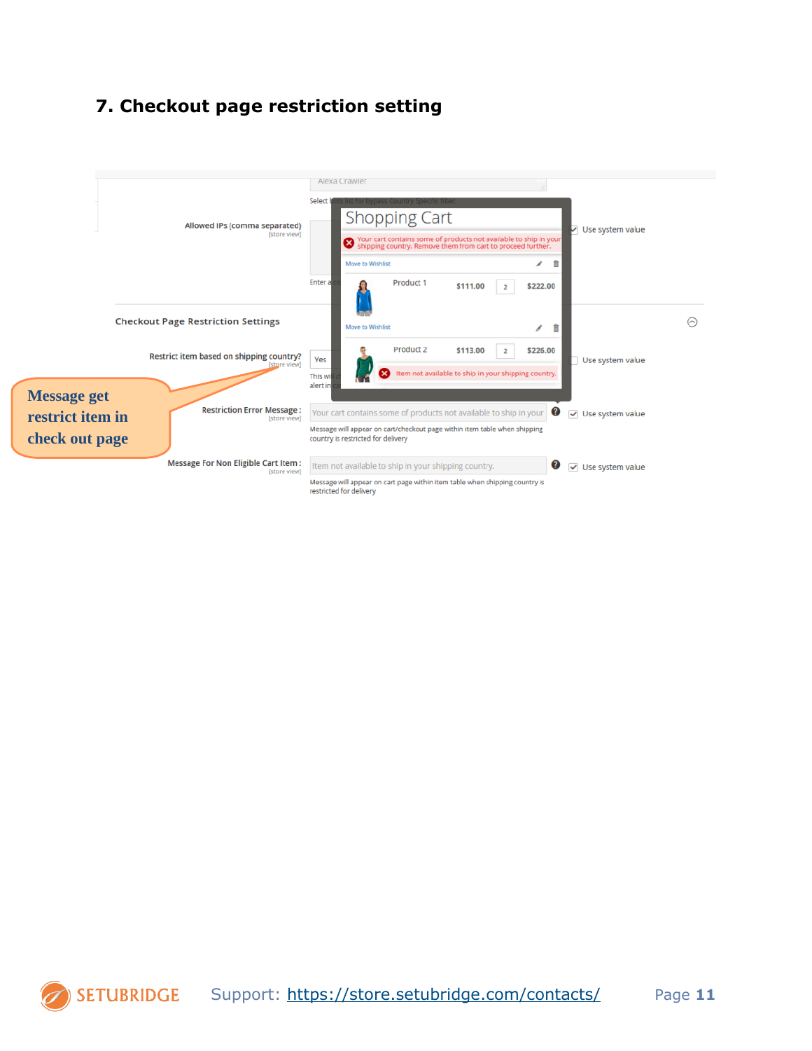# 7. Checkout page restriction setting

Alexa Crawler

Select bots list for bypass Country Specific filter.

Allowed IPs (comma separated) [store view]

Enter a co

Use system value

## Shopping Cart

Your cart contains some of products not available to ship in your shipping country. Remove them from cart to proceed further.

Move to Wishlist

| Product | Price | Qty | Subtotal |
|---|---|---|---|
| Product 1 | $111.00 | 2 | $222.00 |
| Product 2 | $113.00 | 2 | $226.00 |

Move to Wishlist

Item not available to ship in your shipping country.

Checkout Page Restriction Settings

Message get restrict item in check out page

Restrict item based on shipping country? [store view] Yes — Use system value

This wi... alert in...

Restriction Error Message : [store view] — Your cart contains some of products not available to ship in your — Use system value

Message will appear on cart/checkout page within item table when shipping country is restricted for delivery

Message For Non Eligible Cart Item : [store view] — Item not available to ship in your shipping country. — Use system value

Message will appear on cart page within item table when shipping country is restricted for delivery

Support: https://store.setubridge.com/contacts/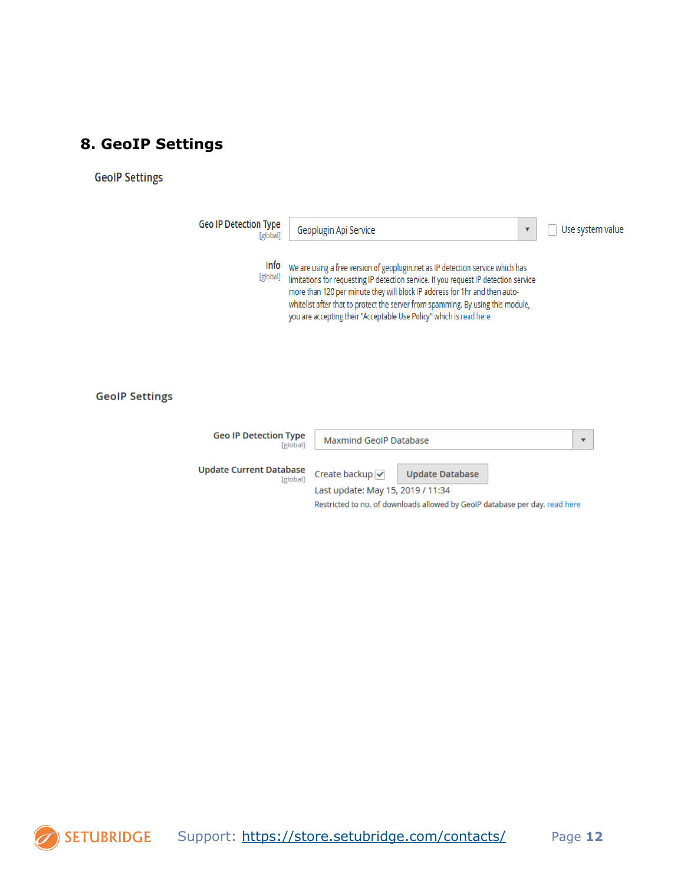## 8. GeoIP Settings

GeoIP Settings

Geo IP Detection Type [global] — Geoplugin Api Service — Use system value

Info [global] — We are using a free version of geoplugin.net as IP detection service which has limitations for requesting IP detection service. If you request IP detection service more than 120 per minute they will block IP address for 1hr and then auto-whitelist after that to protect the server from spamming. By using this module, you are accepting their "Acceptable Use Policy" which is read here

GeoIP Settings

Geo IP Detection Type [global] — Maxmind GeoIP Database

Update Current Database [global] — Create backup ☑ Update Database

Last update: May 15, 2019 / 11:34

Restricted to no. of downloads allowed by GeoIP database per day. read here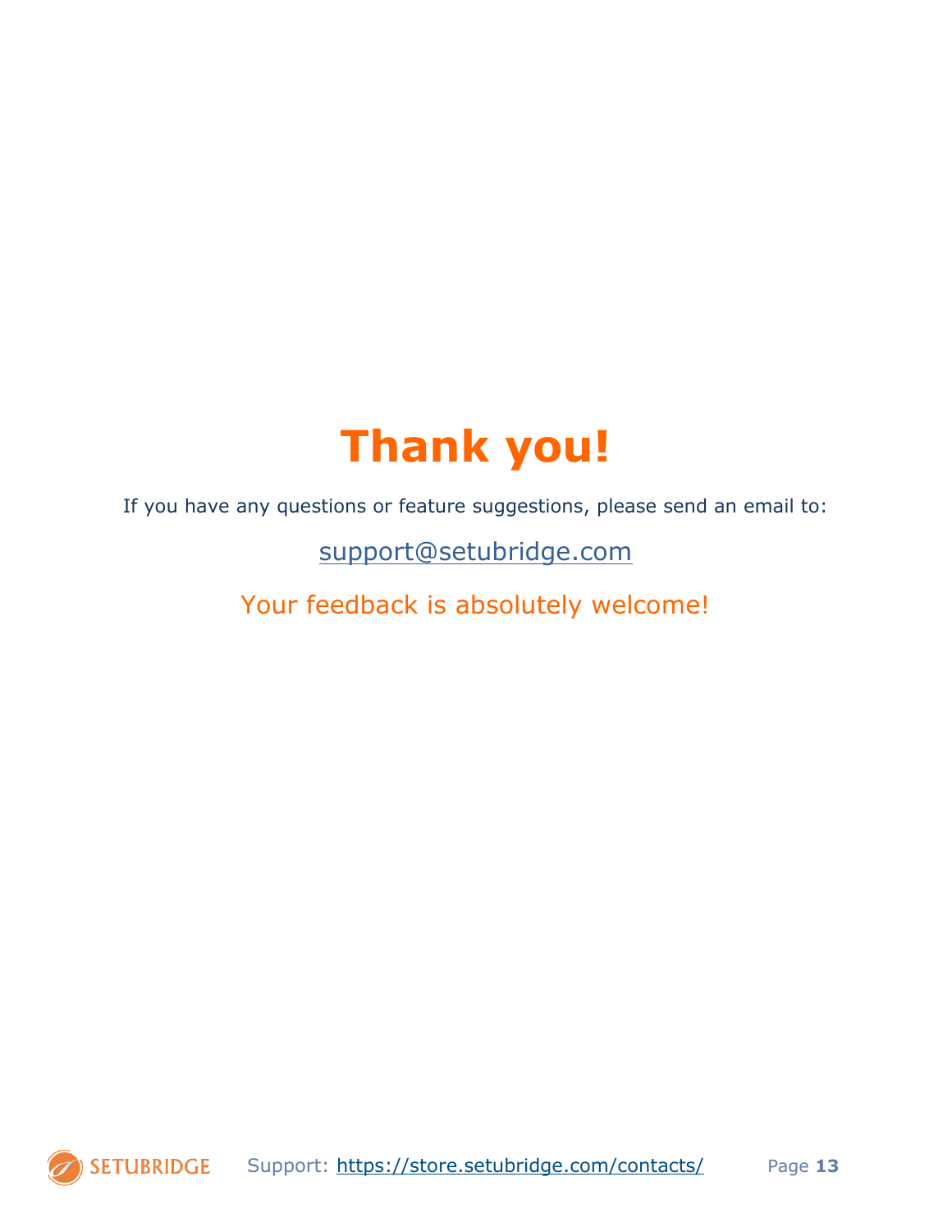# Thank you!

If you have any questions or feature suggestions, please send an email to:

support@setubridge.com

Your feedback is absolutely welcome!